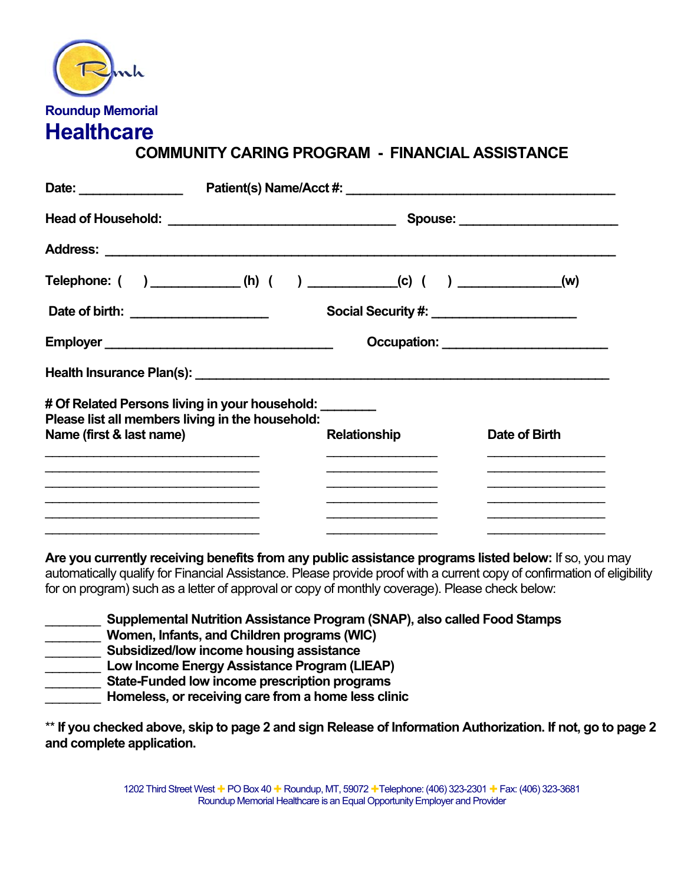Roundup Memorial

# Healthcare

## COMMUNITY CARING PROGRAM - FINANCIAL ASSISTANCE

**Date:** _______________ **Patient(s) Name/Acct #:** ________________________________________

**Head of Household:** _________________________________ **Spouse:** _______________________

**Address:** ___________________________________________________________________________

**Telephone:** ( ) _____________ (h) ( ) ____________(c) ( ) ______________(w)

**Date of birth:** ____________________ **Social Security #:** _____________________

**Employer** _________________________________ **Occupation:** ________________________

**Health Insurance Plan(s):** ____________________________________________________________

**# Of Related Persons living in your household:** ________

**Please list all members living in the household:**

| Name (first & last name) | Relationship | Date of Birth |
|---|---|---|
| | | |
| | | |
| | | |
| | | |
| | | |
| | | |

**Are you currently receiving benefits from any public assistance programs listed below:** If so, you may automatically qualify for Financial Assistance. Please provide proof with a current copy of confirmation of eligibility for on program) such as a letter of approval or copy of monthly coverage). Please check below:

________ **Supplemental Nutrition Assistance Program (SNAP), also called Food Stamps**
________ **Women, Infants, and Children programs (WIC)**
________ **Subsidized/low income housing assistance**
________ **Low Income Energy Assistance Program (LIEAP)**
________ **State-Funded low income prescription programs**
________ **Homeless, or receiving care from a home less clinic**

** **If you checked above, skip to page 2 and sign Release of Information Authorization. If not, go to page 2 and complete application.**

1202 Third Street West + PO Box 40 + Roundup, MT, 59072 +Telephone: (406) 323-2301 + Fax: (406) 323-3681
Roundup Memorial Healthcare is an Equal Opportunity Employer and Provider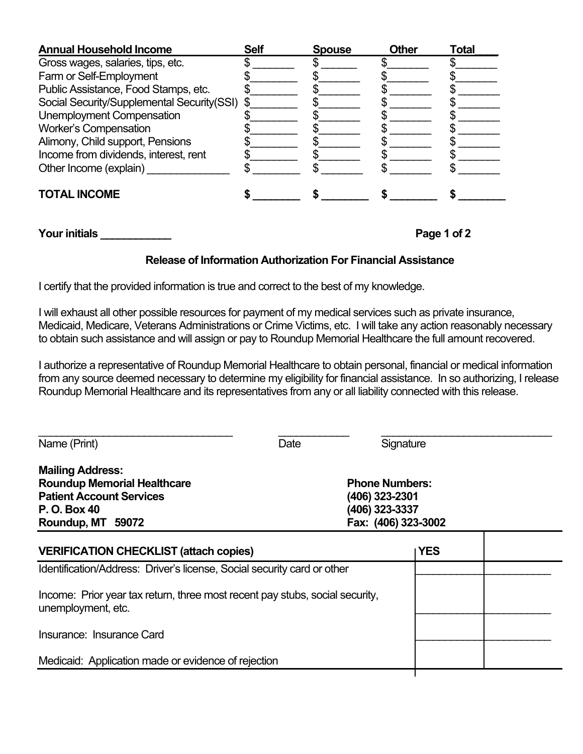| Annual Household Income | Self | Spouse | Other | Total |
|---|---|---|---|---|
| Gross wages, salaries, tips, etc. | $ _______ | $ ______ | $_______ | $_______ |
| Farm or Self-Employment | $________ | $_______ | $_______ | $_______ |
| Public Assistance, Food Stamps, etc. | $________ | $_______ | $ _______ | $ _______ |
| Social Security/Supplemental Security(SSI) | $________ | $_______ | $ _______ | $ _______ |
| Unemployment Compensation | $________ | $_______ | $ _______ | $ _______ |
| Worker's Compensation | $________ | $_______ | $ _______ | $ _______ |
| Alimony, Child support, Pensions | $________ | $_______ | $ _______ | $ _______ |
| Income from dividends, interest, rent | $________ | $_______ | $ _______ | $ _______ |
| Other Income (explain) ______________ | $ ________ | $ _______ | $ _______ | $ _______ |
| **TOTAL INCOME** | **$ ________** | **$ ________** | **$ ________** | **$ ________** |

**Your initials ____________**

### Release of Information Authorization For Financial Assistance

I certify that the provided information is true and correct to the best of my knowledge.

I will exhaust all other possible resources for payment of my medical services such as private insurance, Medicaid, Medicare, Veterans Administrations or Crime Victims, etc. I will take any action reasonably necessary to obtain such assistance and will assign or pay to Roundup Memorial Healthcare the full amount recovered.

I authorize a representative of Roundup Memorial Healthcare to obtain personal, financial or medical information from any source deemed necessary to determine my eligibility for financial assistance. In so authorizing, I release Roundup Memorial Healthcare and its representatives from any or all liability connected with this release.

_________________________________ ____________ ______________________________

Name (Print) Date Signature

**Mailing Address:**
**Roundup Memorial Healthcare**
**Patient Account Services**
**P. O. Box 40**
**Roundup, MT 59072**

**Phone Numbers:**
**(406) 323-2301**
**(406) 323-3337**
**Fax: (406) 323-3002**

| VERIFICATION CHECKLIST (attach copies) | YES | |
|---|---|---|
| Identification/Address: Driver's license, Social security card or other | | |
| Income: Prior year tax return, three most recent pay stubs, social security, unemployment, etc. | | |
| Insurance: Insurance Card | | |
| Medicaid: Application made or evidence of rejection | | |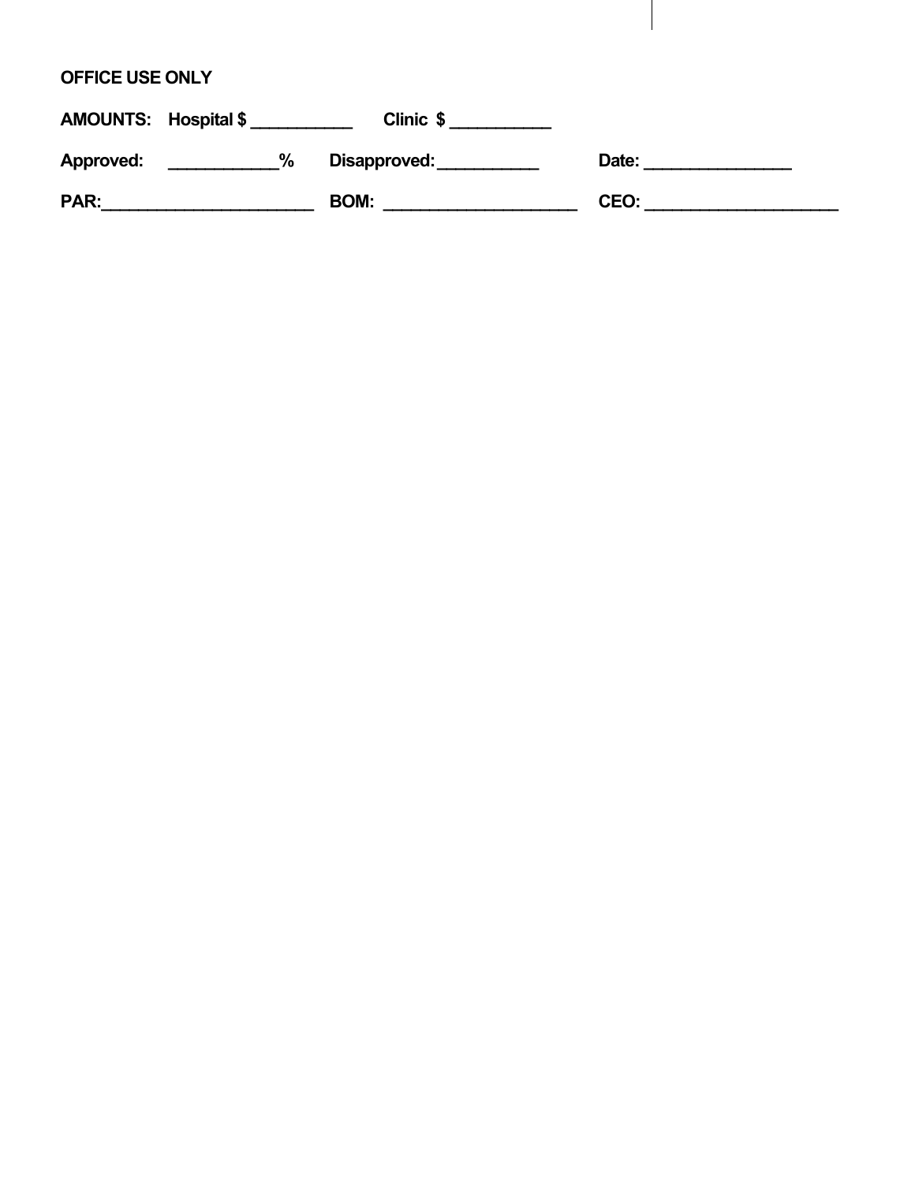**OFFICE USE ONLY**

**AMOUNTS: Hospital $ ___________ Clinic $ ___________**

**Approved: ____________% Disapproved: ___________ Date: ________________**

**PAR: ________________________ BOM: _____________________ CEO: _____________________**